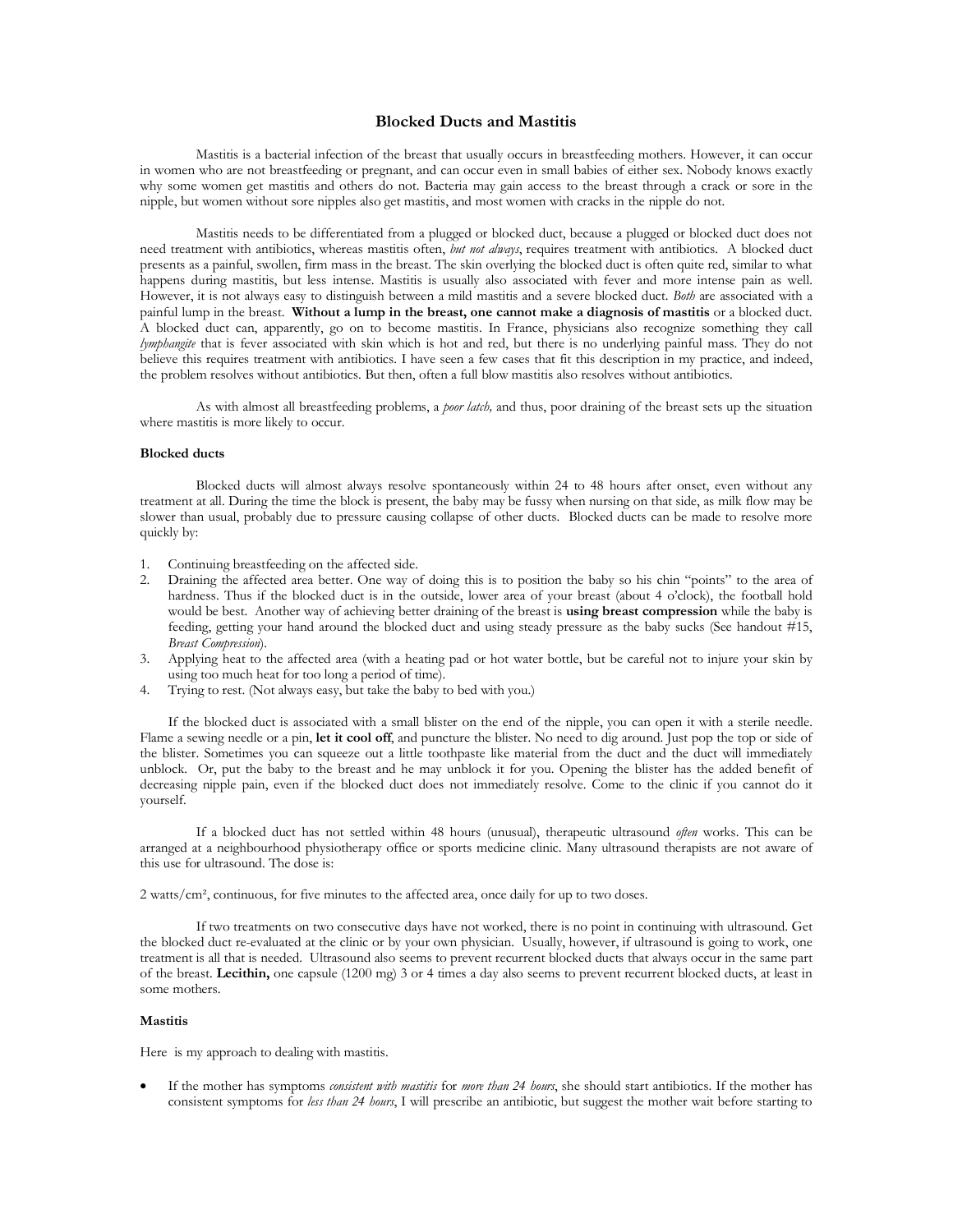# Blocked Ducts and Mastitis

Mastitis is a bacterial infection of the breast that usually occurs in breastfeeding mothers. However, it can occur in women who are not breastfeeding or pregnant, and can occur even in small babies of either sex. Nobody knows exactly why some women get mastitis and others do not. Bacteria may gain access to the breast through a crack or sore in the nipple, but women without sore nipples also get mastitis, and most women with cracks in the nipple do not.

Mastitis needs to be differentiated from a plugged or blocked duct, because a plugged or blocked duct does not need treatment with antibiotics, whereas mastitis often, *but not always*, requires treatment with antibiotics. A blocked duct presents as a painful, swollen, firm mass in the breast. The skin overlying the blocked duct is often quite red, similar to what happens during mastitis, but less intense. Mastitis is usually also associated with fever and more intense pain as well. However, it is not always easy to distinguish between a mild mastitis and a severe blocked duct. *Both* are associated with a painful lump in the breast. **Without a lump in the breast, one cannot make a diagnosis of mastitis** or a blocked duct. A blocked duct can, apparently, go on to become mastitis. In France, physicians also recognize something they call *lymphangite* that is fever associated with skin which is hot and red, but there is no underlying painful mass. They do not believe this requires treatment with antibiotics. I have seen a few cases that fit this description in my practice, and indeed, the problem resolves without antibiotics. But then, often a full blow mastitis also resolves without antibiotics.

As with almost all breastfeeding problems, a *poor latch,* and thus, poor draining of the breast sets up the situation where mastitis is more likely to occur.

### Blocked ducts

Blocked ducts will almost always resolve spontaneously within 24 to 48 hours after onset, even without any treatment at all. During the time the block is present, the baby may be fussy when nursing on that side, as milk flow may be slower than usual, probably due to pressure causing collapse of other ducts. Blocked ducts can be made to resolve more quickly by:

1. Continuing breastfeeding on the affected side.
2. Draining the affected area better. One way of doing this is to position the baby so his chin "points" to the area of hardness. Thus if the blocked duct is in the outside, lower area of your breast (about 4 o'clock), the football hold would be best. Another way of achieving better draining of the breast is **using breast compression** while the baby is feeding, getting your hand around the blocked duct and using steady pressure as the baby sucks (See handout #15, *Breast Compression*).
3. Applying heat to the affected area (with a heating pad or hot water bottle, but be careful not to injure your skin by using too much heat for too long a period of time).
4. Trying to rest. (Not always easy, but take the baby to bed with you.)

If the blocked duct is associated with a small blister on the end of the nipple, you can open it with a sterile needle. Flame a sewing needle or a pin, **let it cool off**, and puncture the blister. No need to dig around. Just pop the top or side of the blister. Sometimes you can squeeze out a little toothpaste like material from the duct and the duct will immediately unblock. Or, put the baby to the breast and he may unblock it for you. Opening the blister has the added benefit of decreasing nipple pain, even if the blocked duct does not immediately resolve. Come to the clinic if you cannot do it yourself.

If a blocked duct has not settled within 48 hours (unusual), therapeutic ultrasound *often* works. This can be arranged at a neighbourhood physiotherapy office or sports medicine clinic. Many ultrasound therapists are not aware of this use for ultrasound. The dose is:

2 watts/cm², continuous, for five minutes to the affected area, once daily for up to two doses.

If two treatments on two consecutive days have not worked, there is no point in continuing with ultrasound. Get the blocked duct re-evaluated at the clinic or by your own physician. Usually, however, if ultrasound is going to work, one treatment is all that is needed. Ultrasound also seems to prevent recurrent blocked ducts that always occur in the same part of the breast. **Lecithin,** one capsule (1200 mg) 3 or 4 times a day also seems to prevent recurrent blocked ducts, at least in some mothers.

### Mastitis

Here is my approach to dealing with mastitis.

- If the mother has symptoms *consistent with mastitis* for *more than 24 hours*, she should start antibiotics. If the mother has consistent symptoms for *less than 24 hours*, I will prescribe an antibiotic, but suggest the mother wait before starting to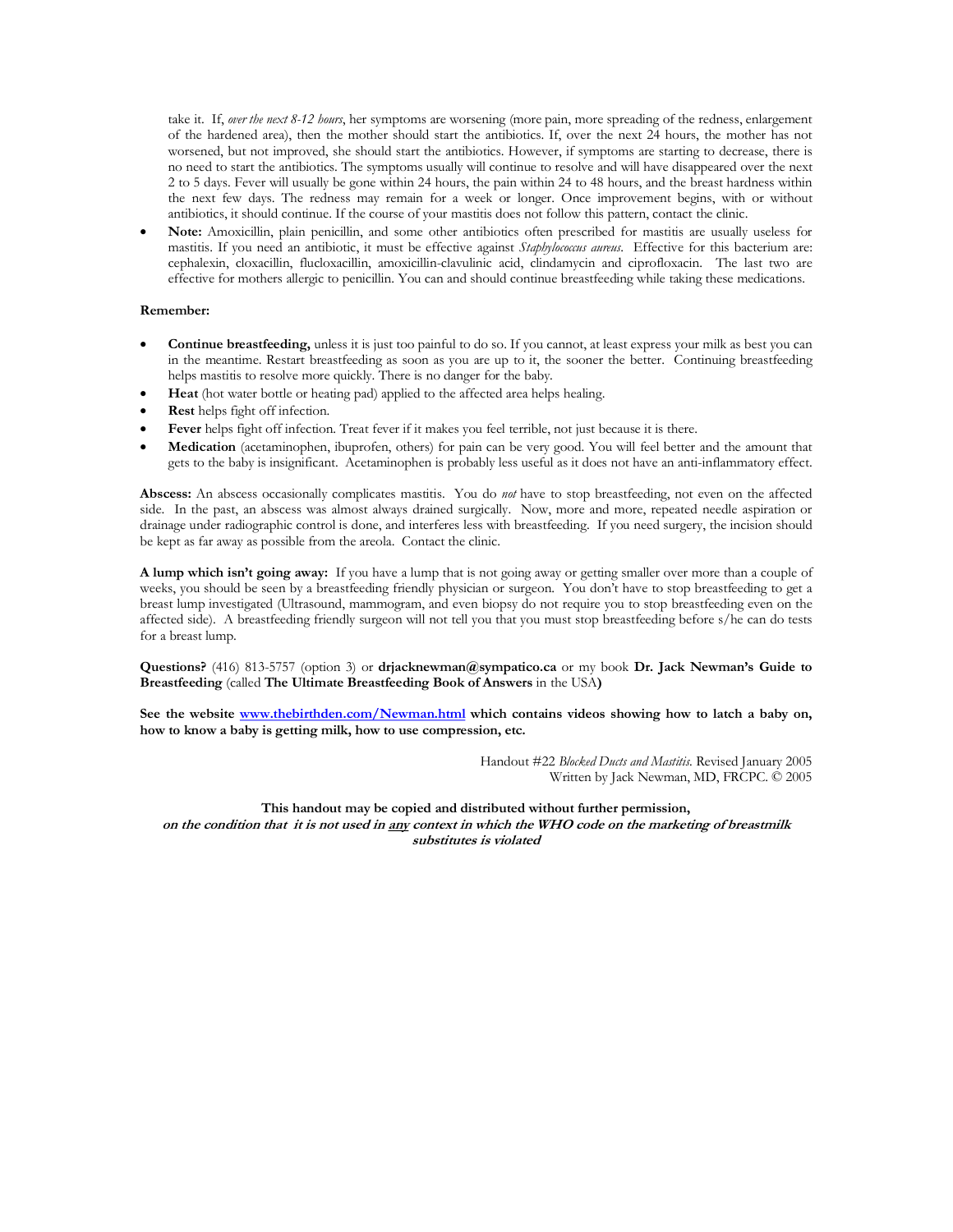take it. If, *over the next 8-12 hours*, her symptoms are worsening (more pain, more spreading of the redness, enlargement of the hardened area), then the mother should start the antibiotics. If, over the next 24 hours, the mother has not worsened, but not improved, she should start the antibiotics. However, if symptoms are starting to decrease, there is no need to start the antibiotics. The symptoms usually will continue to resolve and will have disappeared over the next 2 to 5 days. Fever will usually be gone within 24 hours, the pain within 24 to 48 hours, and the breast hardness within the next few days. The redness may remain for a week or longer. Once improvement begins, with or without antibiotics, it should continue. If the course of your mastitis does not follow this pattern, contact the clinic.

- **Note:** Amoxicillin, plain penicillin, and some other antibiotics often prescribed for mastitis are usually useless for mastitis. If you need an antibiotic, it must be effective against *Staphylococcus aureus*. Effective for this bacterium are: cephalexin, cloxacillin, flucloxacillin, amoxicillin-clavulinic acid, clindamycin and ciprofloxacin. The last two are effective for mothers allergic to penicillin. You can and should continue breastfeeding while taking these medications.

**Remember:**

- **Continue breastfeeding,** unless it is just too painful to do so. If you cannot, at least express your milk as best you can in the meantime. Restart breastfeeding as soon as you are up to it, the sooner the better. Continuing breastfeeding helps mastitis to resolve more quickly. There is no danger for the baby.
- **Heat** (hot water bottle or heating pad) applied to the affected area helps healing.
- **Rest** helps fight off infection.
- **Fever** helps fight off infection. Treat fever if it makes you feel terrible, not just because it is there.
- **Medication** (acetaminophen, ibuprofen, others) for pain can be very good. You will feel better and the amount that gets to the baby is insignificant. Acetaminophen is probably less useful as it does not have an anti-inflammatory effect.

**Abscess:** An abscess occasionally complicates mastitis. You do *not* have to stop breastfeeding, not even on the affected side. In the past, an abscess was almost always drained surgically. Now, more and more, repeated needle aspiration or drainage under radiographic control is done, and interferes less with breastfeeding. If you need surgery, the incision should be kept as far away as possible from the areola. Contact the clinic.

**A lump which isn't going away:** If you have a lump that is not going away or getting smaller over more than a couple of weeks, you should be seen by a breastfeeding friendly physician or surgeon. You don't have to stop breastfeeding to get a breast lump investigated (Ultrasound, mammogram, and even biopsy do not require you to stop breastfeeding even on the affected side). A breastfeeding friendly surgeon will not tell you that you must stop breastfeeding before s/he can do tests for a breast lump.

**Questions?** (416) 813-5757 (option 3) or **drjacknewman@sympatico.ca** or my book **Dr. Jack Newman's Guide to Breastfeeding** (called **The Ultimate Breastfeeding Book of Answers** in the USA**)**

**See the website [www.thebirthden.com/Newman.html](http://www.thebirthden.com/Newman.html) which contains videos showing how to latch a baby on, how to know a baby is getting milk, how to use compression, etc.**

Handout #22 *Blocked Ducts and Mastitis.* Revised January 2005
Written by Jack Newman, MD, FRCPC. © 2005

**This handout may be copied and distributed without further permission,**
***on the condition that it is not used in any context in which the WHO code on the marketing of breastmilk substitutes is violated***